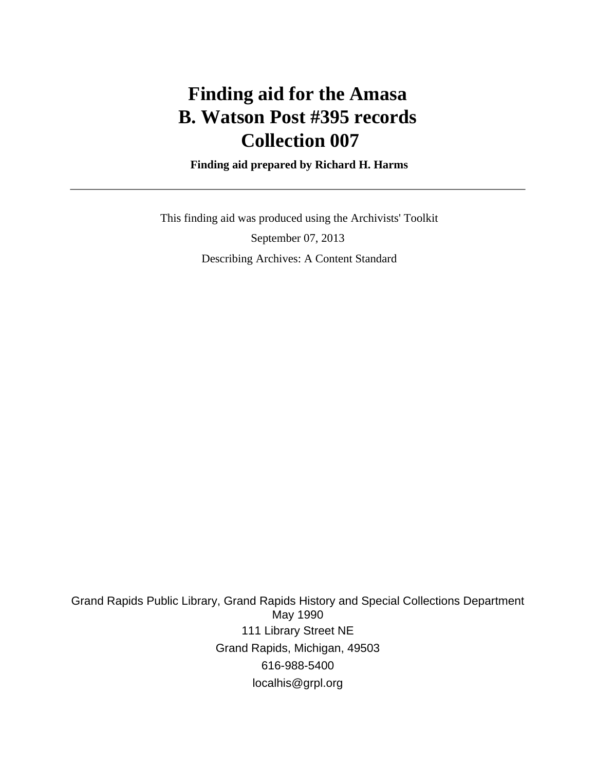# Finding aid for the Amasa B. Watson Post #395 records Collection 007

**Finding aid prepared by Richard H. Harms**

---

This finding aid was produced using the Archivists' Toolkit

September 07, 2013

Describing Archives: A Content Standard

Grand Rapids Public Library, Grand Rapids History and Special Collections Department
May 1990
111 Library Street NE
Grand Rapids, Michigan, 49503
616-988-5400
localhis@grpl.org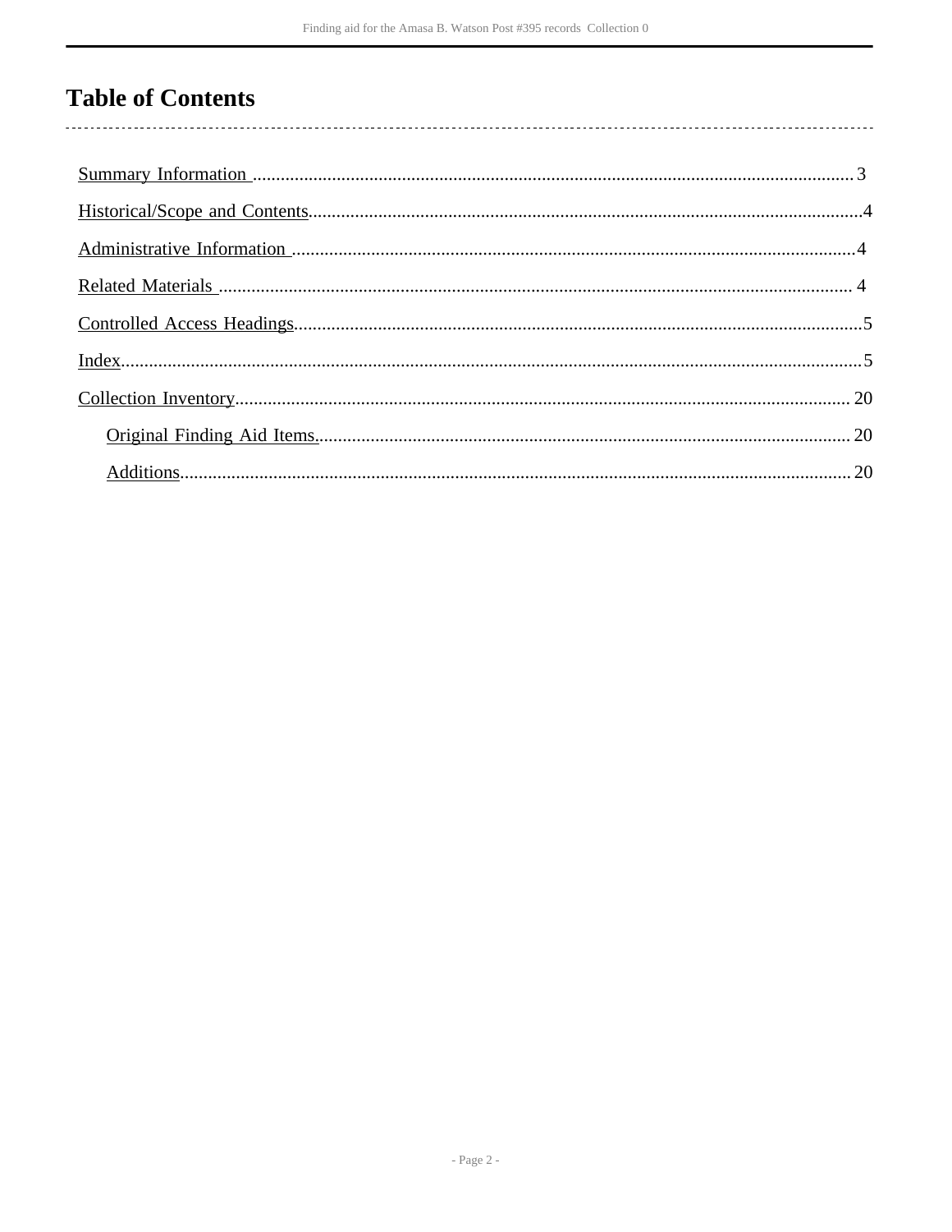# Table of Contents

- Summary Information ........................................ 3
- Historical/Scope and Contents ........................................ 4
- Administrative Information ........................................ 4
- Related Materials ........................................ 4
- Controlled Access Headings ........................................ 5
- Index ........................................ 5
- Collection Inventory ........................................ 20
  - Original Finding Aid Items ........................................ 20
  - Additions ........................................ 20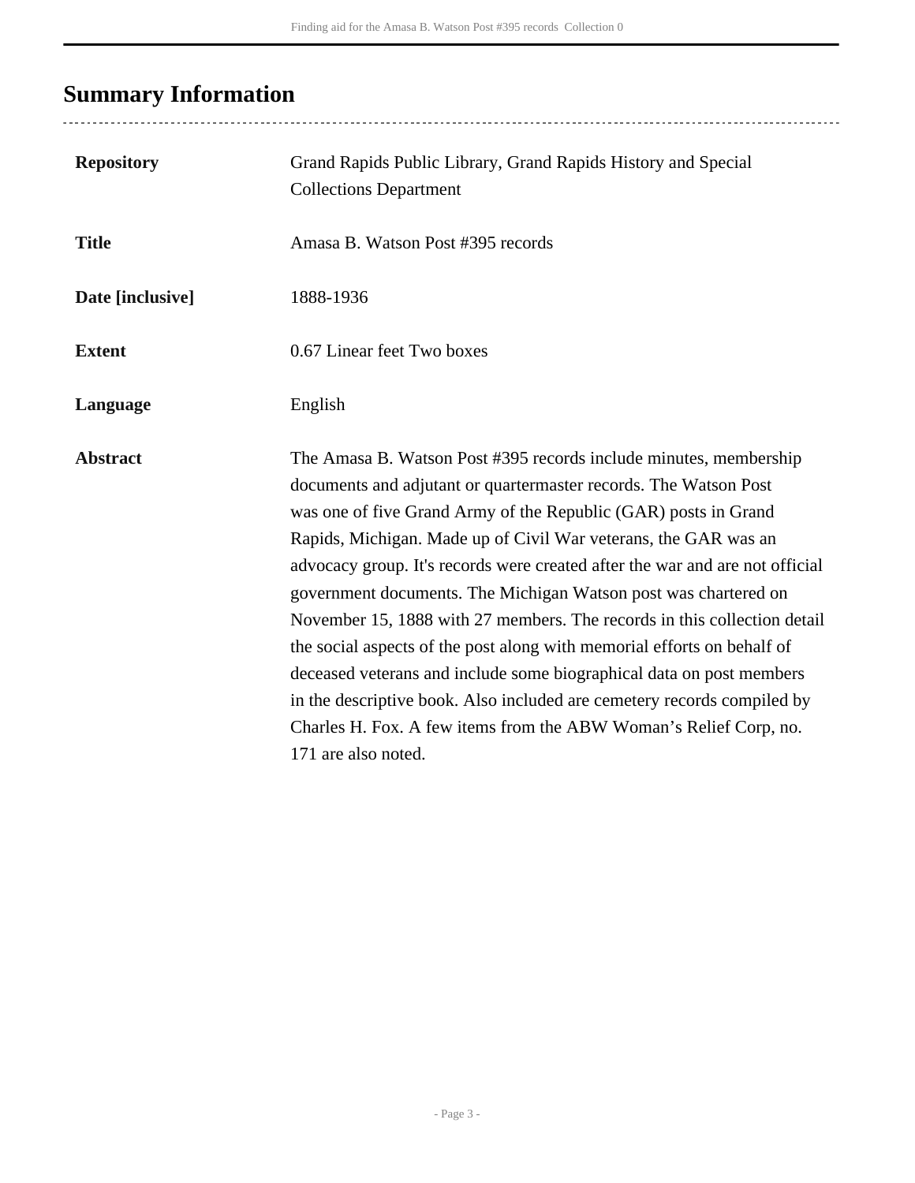## Summary Information

| | |
|---|---|
| **Repository** | Grand Rapids Public Library, Grand Rapids History and Special Collections Department |
| **Title** | Amasa B. Watson Post #395 records |
| **Date [inclusive]** | 1888-1936 |
| **Extent** | 0.67 Linear feet Two boxes |
| **Language** | English |
| **Abstract** | The Amasa B. Watson Post #395 records include minutes, membership documents and adjutant or quartermaster records. The Watson Post was one of five Grand Army of the Republic (GAR) posts in Grand Rapids, Michigan. Made up of Civil War veterans, the GAR was an advocacy group. It's records were created after the war and are not official government documents. The Michigan Watson post was chartered on November 15, 1888 with 27 members. The records in this collection detail the social aspects of the post along with memorial efforts on behalf of deceased veterans and include some biographical data on post members in the descriptive book. Also included are cemetery records compiled by Charles H. Fox. A few items from the ABW Woman's Relief Corp, no. 171 are also noted. |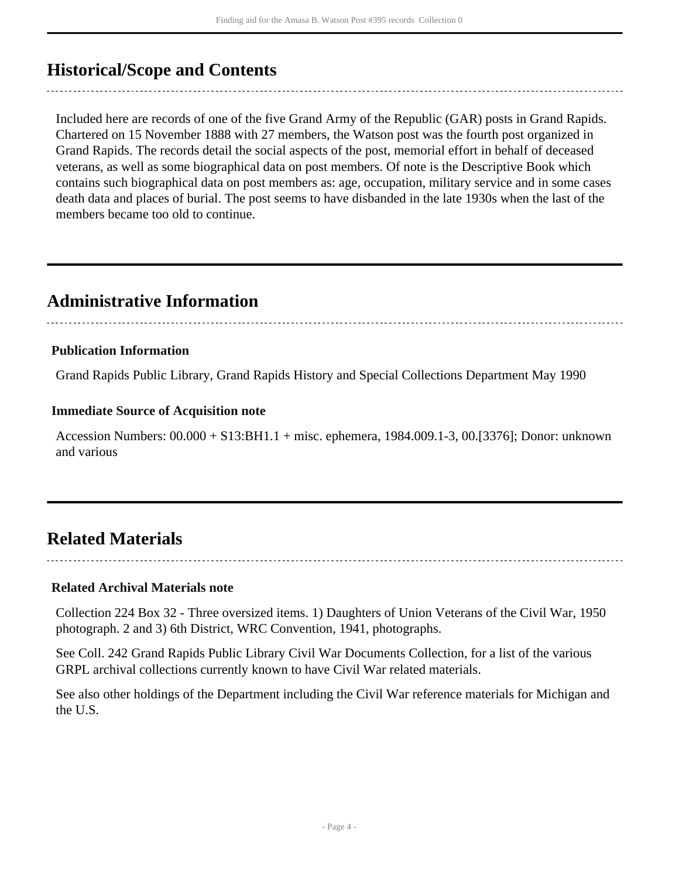## Historical/Scope and Contents

Included here are records of one of the five Grand Army of the Republic (GAR) posts in Grand Rapids. Chartered on 15 November 1888 with 27 members, the Watson post was the fourth post organized in Grand Rapids. The records detail the social aspects of the post, memorial effort in behalf of deceased veterans, as well as some biographical data on post members. Of note is the Descriptive Book which contains such biographical data on post members as: age, occupation, military service and in some cases death data and places of burial. The post seems to have disbanded in the late 1930s when the last of the members became too old to continue.

## Administrative Information

### Publication Information

Grand Rapids Public Library, Grand Rapids History and Special Collections Department May 1990

### Immediate Source of Acquisition note

Accession Numbers: 00.000 + S13:BH1.1 + misc. ephemera, 1984.009.1-3, 00.[3376]; Donor: unknown and various

## Related Materials

### Related Archival Materials note

Collection 224 Box 32 - Three oversized items. 1) Daughters of Union Veterans of the Civil War, 1950 photograph. 2 and 3) 6th District, WRC Convention, 1941, photographs.

See Coll. 242 Grand Rapids Public Library Civil War Documents Collection, for a list of the various GRPL archival collections currently known to have Civil War related materials.

See also other holdings of the Department including the Civil War reference materials for Michigan and the U.S.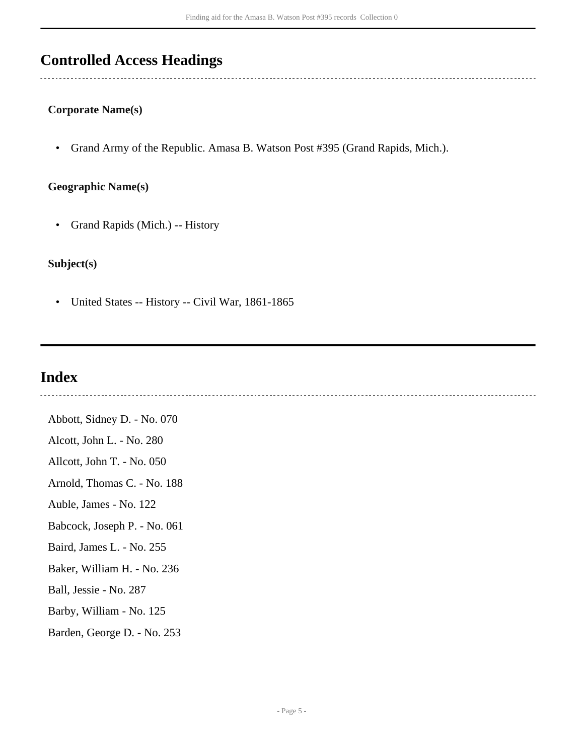## Controlled Access Headings

**Corporate Name(s)**

- Grand Army of the Republic. Amasa B. Watson Post #395 (Grand Rapids, Mich.).

**Geographic Name(s)**

- Grand Rapids (Mich.) -- History

**Subject(s)**

- United States -- History -- Civil War, 1861-1865

## Index

Abbott, Sidney D. - No. 070

Alcott, John L. - No. 280

Allcott, John T. - No. 050

Arnold, Thomas C. - No. 188

Auble, James - No. 122

Babcock, Joseph P. - No. 061

Baird, James L. - No. 255

Baker, William H. - No. 236

Ball, Jessie - No. 287

Barby, William - No. 125

Barden, George D. - No. 253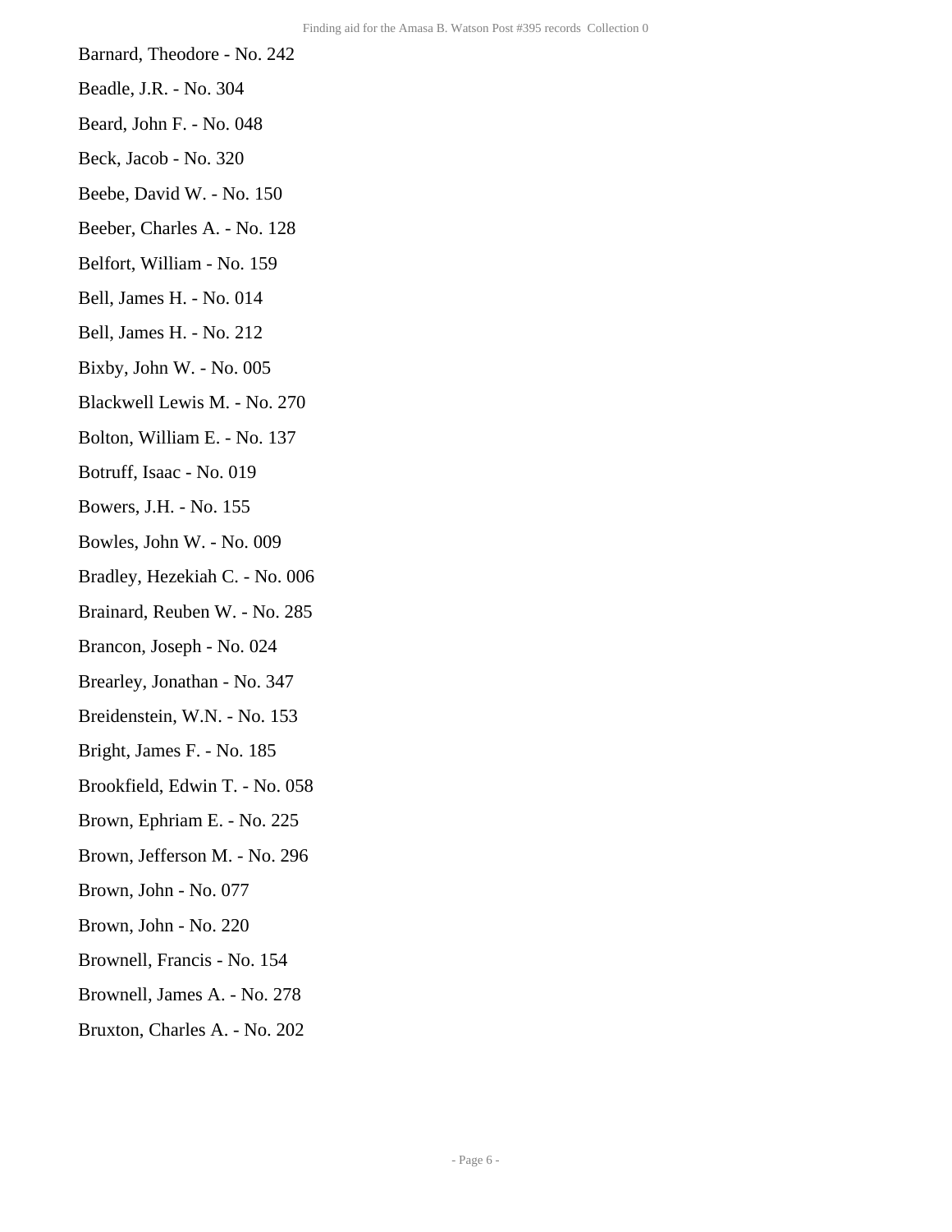Barnard, Theodore - No. 242

Beadle, J.R. - No. 304

Beard, John F. - No. 048

Beck, Jacob - No. 320

Beebe, David W. - No. 150

Beeber, Charles A. - No. 128

Belfort, William - No. 159

Bell, James H. - No. 014

Bell, James H. - No. 212

Bixby, John W. - No. 005

Blackwell Lewis M. - No. 270

Bolton, William E. - No. 137

Botruff, Isaac - No. 019

Bowers, J.H. - No. 155

Bowles, John W. - No. 009

Bradley, Hezekiah C. - No. 006

Brainard, Reuben W. - No. 285

Brancon, Joseph - No. 024

Brearley, Jonathan - No. 347

Breidenstein, W.N. - No. 153

Bright, James F. - No. 185

Brookfield, Edwin T. - No. 058

Brown, Ephriam E. - No. 225

Brown, Jefferson M. - No. 296

Brown, John - No. 077

Brown, John - No. 220

Brownell, Francis - No. 154

Brownell, James A. - No. 278

Bruxton, Charles A. - No. 202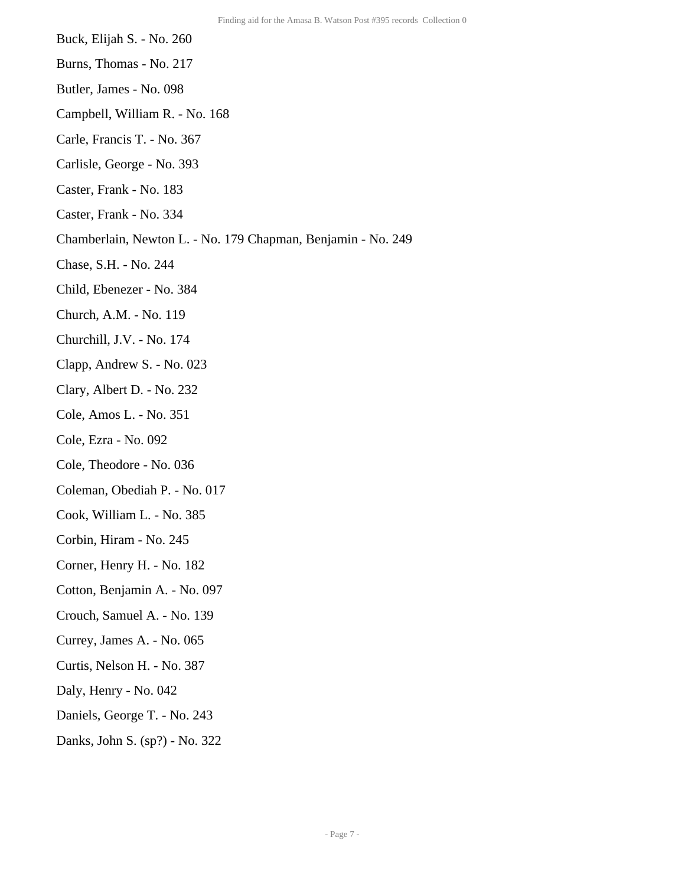Buck, Elijah S. - No. 260

Burns, Thomas - No. 217

Butler, James - No. 098

Campbell, William R. - No. 168

Carle, Francis T. - No. 367

Carlisle, George - No. 393

Caster, Frank - No. 183

Caster, Frank - No. 334

Chamberlain, Newton L. - No. 179 Chapman, Benjamin - No. 249

Chase, S.H. - No. 244

Child, Ebenezer - No. 384

Church, A.M. - No. 119

Churchill, J.V. - No. 174

Clapp, Andrew S. - No. 023

Clary, Albert D. - No. 232

Cole, Amos L. - No. 351

Cole, Ezra - No. 092

Cole, Theodore - No. 036

Coleman, Obediah P. - No. 017

Cook, William L. - No. 385

Corbin, Hiram - No. 245

Corner, Henry H. - No. 182

Cotton, Benjamin A. - No. 097

Crouch, Samuel A. - No. 139

Currey, James A. - No. 065

Curtis, Nelson H. - No. 387

Daly, Henry - No. 042

Daniels, George T. - No. 243

Danks, John S. (sp?) - No. 322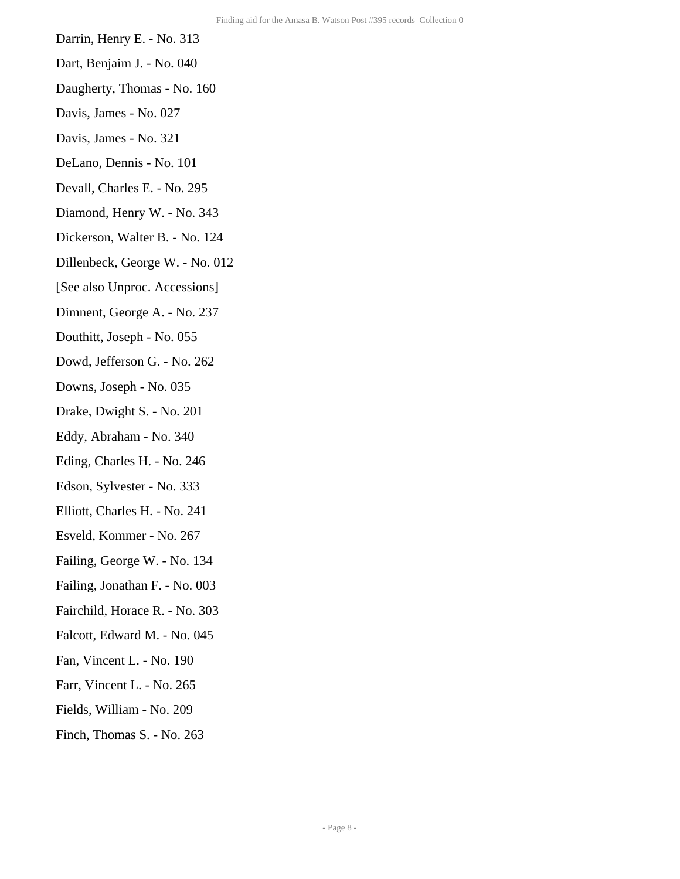Darrin, Henry E. - No. 313

Dart, Benjaim J. - No. 040

Daugherty, Thomas - No. 160

Davis, James - No. 027

Davis, James - No. 321

DeLano, Dennis - No. 101

Devall, Charles E. - No. 295

Diamond, Henry W. - No. 343

Dickerson, Walter B. - No. 124

Dillenbeck, George W. - No. 012

[See also Unproc. Accessions]

Dimnent, George A. - No. 237

Douthitt, Joseph - No. 055

Dowd, Jefferson G. - No. 262

Downs, Joseph - No. 035

Drake, Dwight S. - No. 201

Eddy, Abraham - No. 340

Eding, Charles H. - No. 246

Edson, Sylvester - No. 333

Elliott, Charles H. - No. 241

Esveld, Kommer - No. 267

Failing, George W. - No. 134

Failing, Jonathan F. - No. 003

Fairchild, Horace R. - No. 303

Falcott, Edward M. - No. 045

Fan, Vincent L. - No. 190

Farr, Vincent L. - No. 265

Fields, William - No. 209

Finch, Thomas S. - No. 263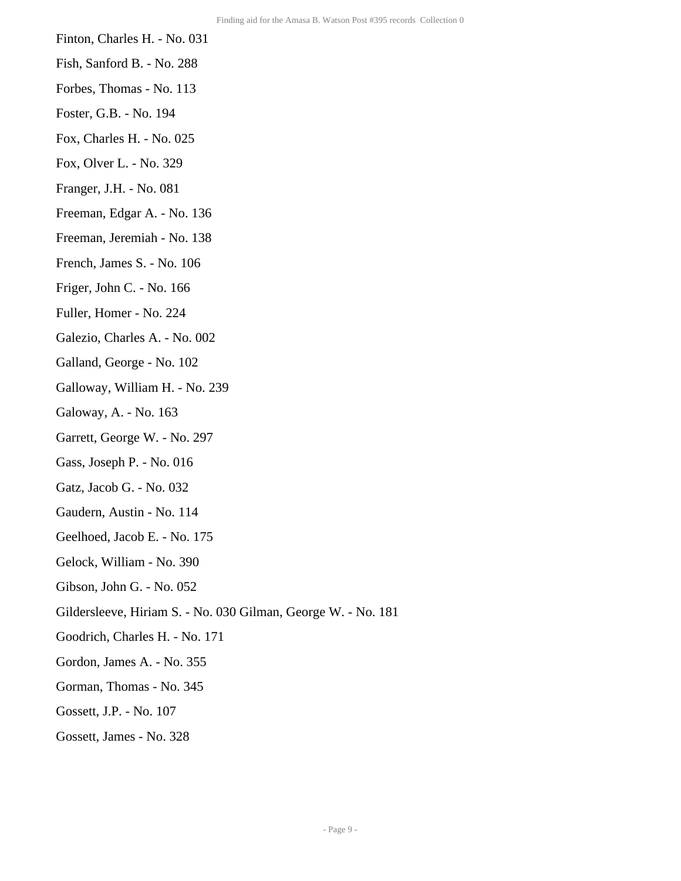Finton, Charles H. - No. 031

Fish, Sanford B. - No. 288

Forbes, Thomas - No. 113

Foster, G.B. - No. 194

Fox, Charles H. - No. 025

Fox, Olver L. - No. 329

Franger, J.H. - No. 081

Freeman, Edgar A. - No. 136

Freeman, Jeremiah - No. 138

French, James S. - No. 106

Friger, John C. - No. 166

Fuller, Homer - No. 224

Galezio, Charles A. - No. 002

Galland, George - No. 102

Galloway, William H. - No. 239

Galoway, A. - No. 163

Garrett, George W. - No. 297

Gass, Joseph P. - No. 016

Gatz, Jacob G. - No. 032

Gaudern, Austin - No. 114

Geelhoed, Jacob E. - No. 175

Gelock, William - No. 390

Gibson, John G. - No. 052

Gildersleeve, Hiriam S. - No. 030 Gilman, George W. - No. 181

Goodrich, Charles H. - No. 171

Gordon, James A. - No. 355

Gorman, Thomas - No. 345

Gossett, J.P. - No. 107

Gossett, James - No. 328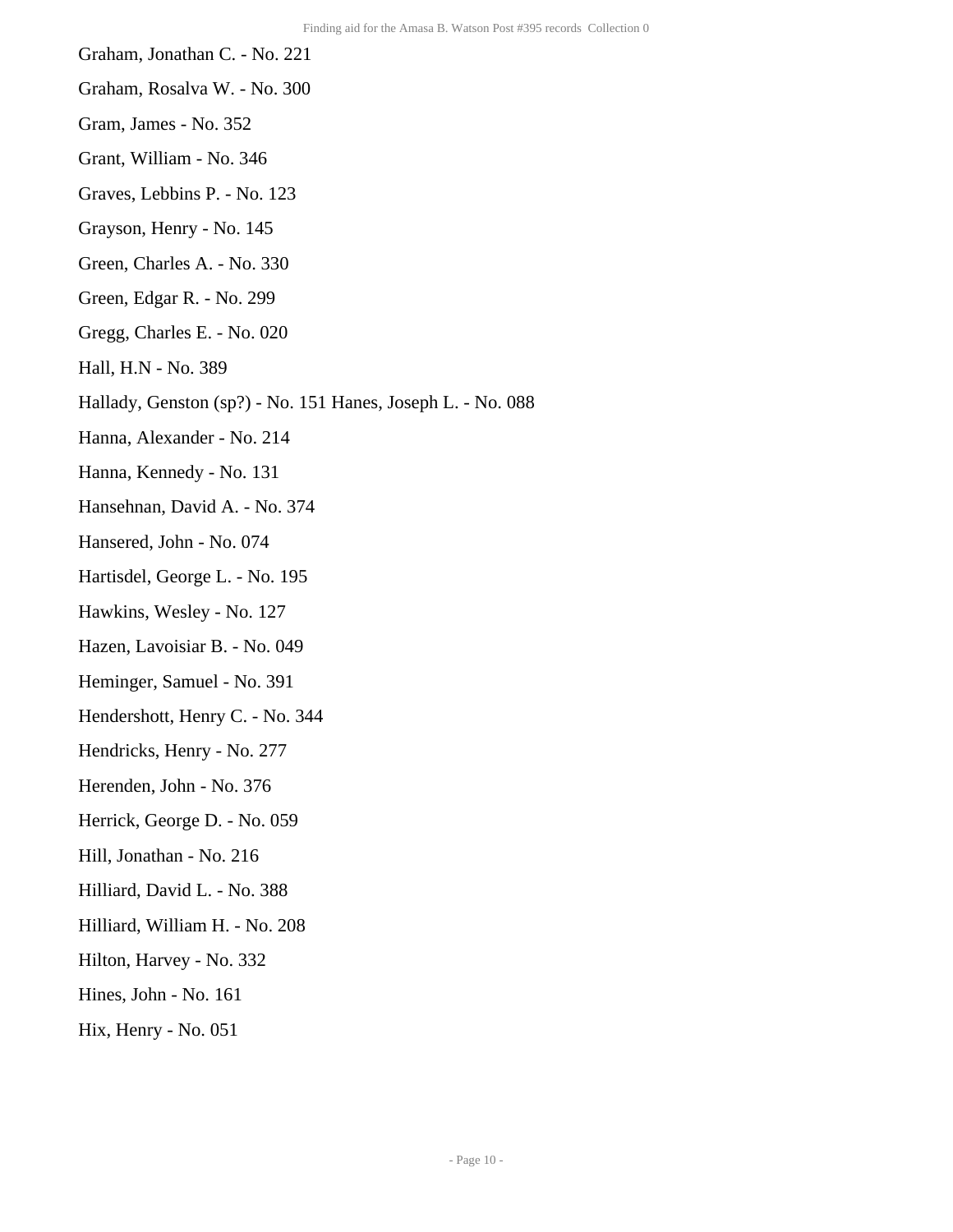Graham, Jonathan C. - No. 221

Graham, Rosalva W. - No. 300

Gram, James - No. 352

Grant, William - No. 346

Graves, Lebbins P. - No. 123

Grayson, Henry - No. 145

Green, Charles A. - No. 330

Green, Edgar R. - No. 299

Gregg, Charles E. - No. 020

Hall, H.N - No. 389

Hallady, Genston (sp?) - No. 151 Hanes, Joseph L. - No. 088

Hanna, Alexander - No. 214

Hanna, Kennedy - No. 131

Hansehnan, David A. - No. 374

Hansered, John - No. 074

Hartisdel, George L. - No. 195

Hawkins, Wesley - No. 127

Hazen, Lavoisiar B. - No. 049

Heminger, Samuel - No. 391

Hendershott, Henry C. - No. 344

Hendricks, Henry - No. 277

Herenden, John - No. 376

Herrick, George D. - No. 059

Hill, Jonathan - No. 216

Hilliard, David L. - No. 388

Hilliard, William H. - No. 208

Hilton, Harvey - No. 332

Hines, John - No. 161

Hix, Henry - No. 051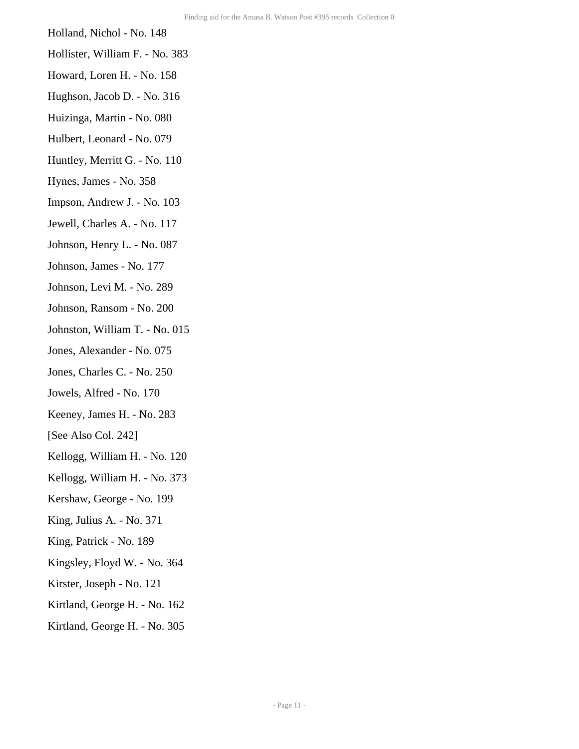Holland, Nichol - No. 148

Hollister, William F. - No. 383

Howard, Loren H. - No. 158

Hughson, Jacob D. - No. 316

Huizinga, Martin - No. 080

Hulbert, Leonard - No. 079

Huntley, Merritt G. - No. 110

Hynes, James - No. 358

Impson, Andrew J. - No. 103

Jewell, Charles A. - No. 117

Johnson, Henry L. - No. 087

Johnson, James - No. 177

Johnson, Levi M. - No. 289

Johnson, Ransom - No. 200

Johnston, William T. - No. 015

Jones, Alexander - No. 075

Jones, Charles C. - No. 250

Jowels, Alfred - No. 170

Keeney, James H. - No. 283

[See Also Col. 242]

Kellogg, William H. - No. 120

Kellogg, William H. - No. 373

Kershaw, George - No. 199

King, Julius A. - No. 371

King, Patrick - No. 189

Kingsley, Floyd W. - No. 364

Kirster, Joseph - No. 121

Kirtland, George H. - No. 162

Kirtland, George H. - No. 305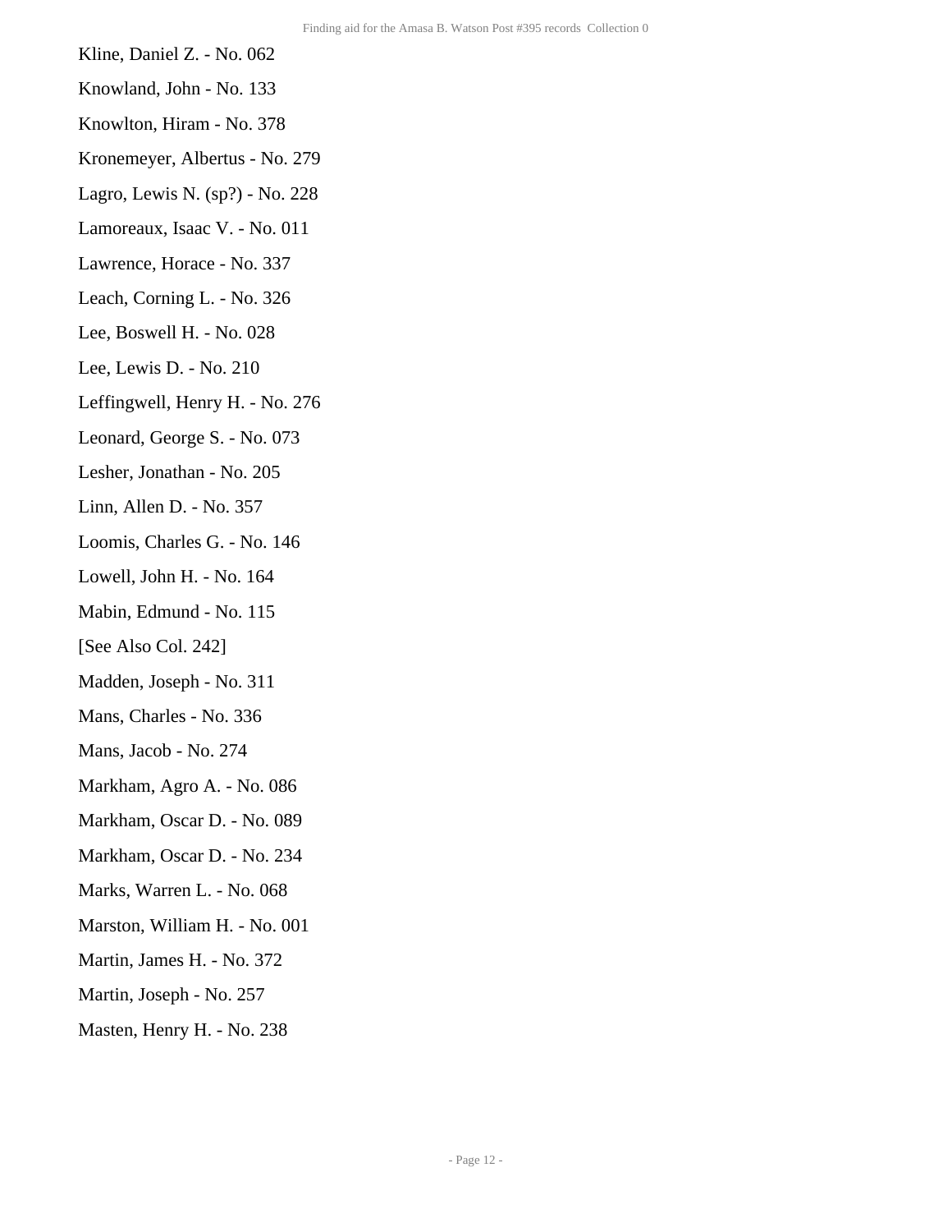Kline, Daniel Z. - No. 062

Knowland, John - No. 133

Knowlton, Hiram - No. 378

Kronemeyer, Albertus - No. 279

Lagro, Lewis N. (sp?) - No. 228

Lamoreaux, Isaac V. - No. 011

Lawrence, Horace - No. 337

Leach, Corning L. - No. 326

Lee, Boswell H. - No. 028

Lee, Lewis D. - No. 210

Leffingwell, Henry H. - No. 276

Leonard, George S. - No. 073

Lesher, Jonathan - No. 205

Linn, Allen D. - No. 357

Loomis, Charles G. - No. 146

Lowell, John H. - No. 164

Mabin, Edmund - No. 115

[See Also Col. 242]

Madden, Joseph - No. 311

Mans, Charles - No. 336

Mans, Jacob - No. 274

Markham, Agro A. - No. 086

Markham, Oscar D. - No. 089

Markham, Oscar D. - No. 234

Marks, Warren L. - No. 068

Marston, William H. - No. 001

Martin, James H. - No. 372

Martin, Joseph - No. 257

Masten, Henry H. - No. 238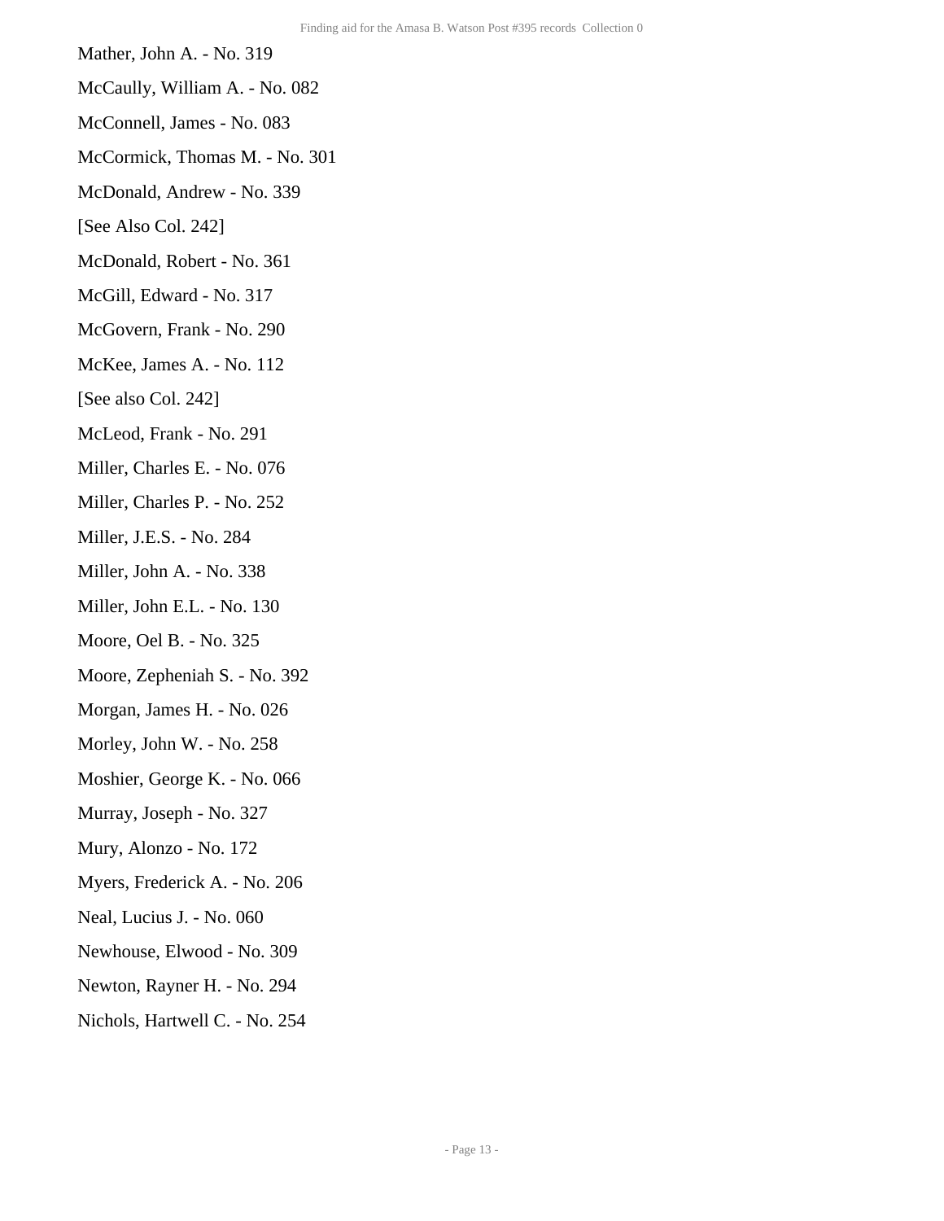Mather, John A. - No. 319

McCaully, William A. - No. 082

McConnell, James - No. 083

McCormick, Thomas M. - No. 301

McDonald, Andrew - No. 339

[See Also Col. 242]

McDonald, Robert - No. 361

McGill, Edward - No. 317

McGovern, Frank - No. 290

McKee, James A. - No. 112

[See also Col. 242]

McLeod, Frank - No. 291

Miller, Charles E. - No. 076

Miller, Charles P. - No. 252

Miller, J.E.S. - No. 284

Miller, John A. - No. 338

Miller, John E.L. - No. 130

Moore, Oel B. - No. 325

Moore, Zepheniah S. - No. 392

Morgan, James H. - No. 026

Morley, John W. - No. 258

Moshier, George K. - No. 066

Murray, Joseph - No. 327

Mury, Alonzo - No. 172

Myers, Frederick A. - No. 206

Neal, Lucius J. - No. 060

Newhouse, Elwood - No. 309

Newton, Rayner H. - No. 294

Nichols, Hartwell C. - No. 254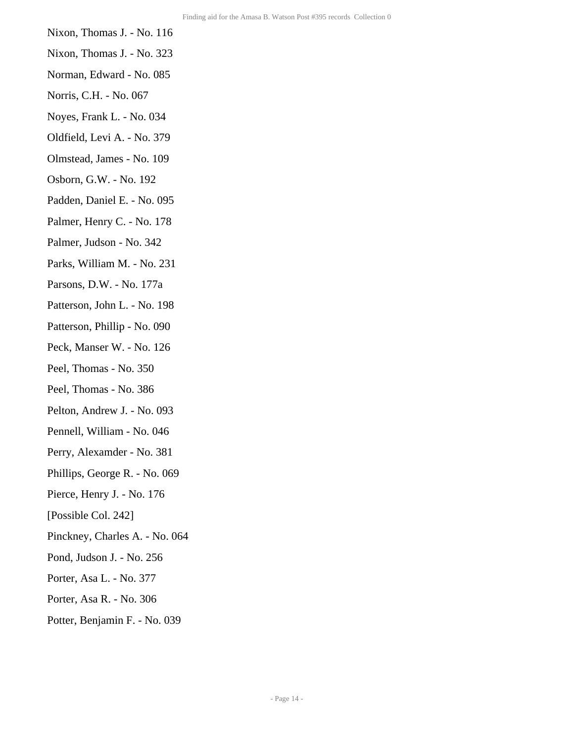Nixon, Thomas J. - No. 116

Nixon, Thomas J. - No. 323

Norman, Edward - No. 085

Norris, C.H. - No. 067

Noyes, Frank L. - No. 034

Oldfield, Levi A. - No. 379

Olmstead, James - No. 109

Osborn, G.W. - No. 192

Padden, Daniel E. - No. 095

Palmer, Henry C. - No. 178

Palmer, Judson - No. 342

Parks, William M. - No. 231

Parsons, D.W. - No. 177a

Patterson, John L. - No. 198

Patterson, Phillip - No. 090

Peck, Manser W. - No. 126

Peel, Thomas - No. 350

Peel, Thomas - No. 386

Pelton, Andrew J. - No. 093

Pennell, William - No. 046

Perry, Alexamder - No. 381

Phillips, George R. - No. 069

Pierce, Henry J. - No. 176

[Possible Col. 242]

Pinckney, Charles A. - No. 064

Pond, Judson J. - No. 256

Porter, Asa L. - No. 377

Porter, Asa R. - No. 306

Potter, Benjamin F. - No. 039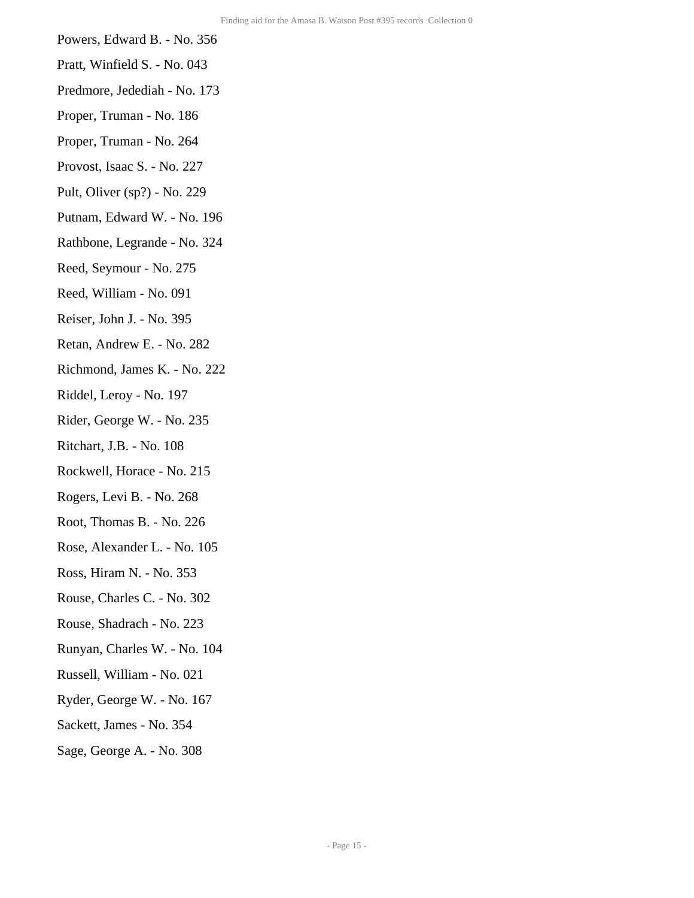Powers, Edward B. - No. 356

Pratt, Winfield S. - No. 043

Predmore, Jedediah - No. 173

Proper, Truman - No. 186

Proper, Truman - No. 264

Provost, Isaac S. - No. 227

Pult, Oliver (sp?) - No. 229

Putnam, Edward W. - No. 196

Rathbone, Legrande - No. 324

Reed, Seymour - No. 275

Reed, William - No. 091

Reiser, John J. - No. 395

Retan, Andrew E. - No. 282

Richmond, James K. - No. 222

Riddel, Leroy - No. 197

Rider, George W. - No. 235

Ritchart, J.B. - No. 108

Rockwell, Horace - No. 215

Rogers, Levi B. - No. 268

Root, Thomas B. - No. 226

Rose, Alexander L. - No. 105

Ross, Hiram N. - No. 353

Rouse, Charles C. - No. 302

Rouse, Shadrach - No. 223

Runyan, Charles W. - No. 104

Russell, William - No. 021

Ryder, George W. - No. 167

Sackett, James - No. 354

Sage, George A. - No. 308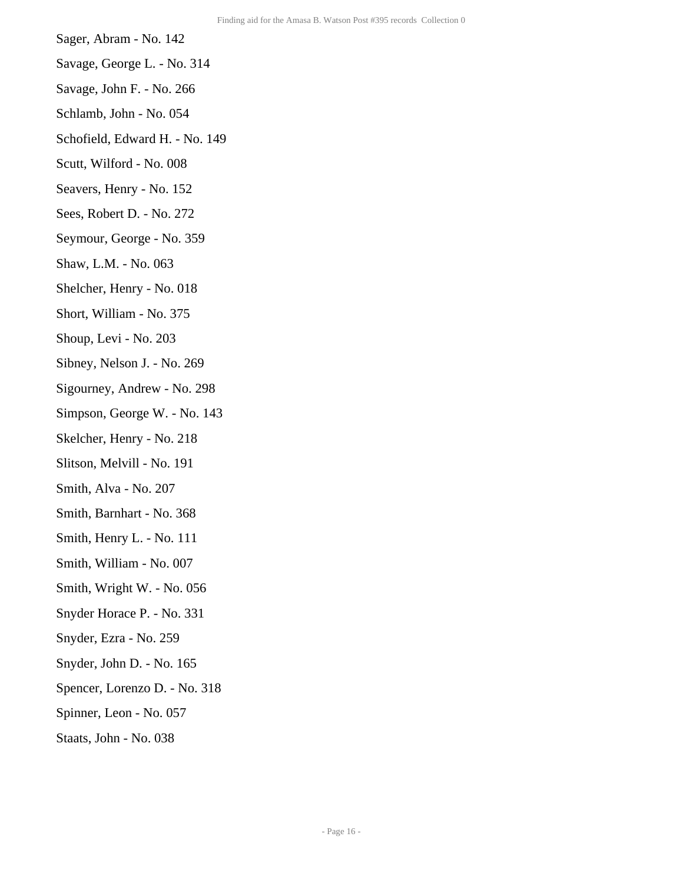Sager, Abram - No. 142

Savage, George L. - No. 314

Savage, John F. - No. 266

Schlamb, John - No. 054

Schofield, Edward H. - No. 149

Scutt, Wilford - No. 008

Seavers, Henry - No. 152

Sees, Robert D. - No. 272

Seymour, George - No. 359

Shaw, L.M. - No. 063

Shelcher, Henry - No. 018

Short, William - No. 375

Shoup, Levi - No. 203

Sibney, Nelson J. - No. 269

Sigourney, Andrew - No. 298

Simpson, George W. - No. 143

Skelcher, Henry - No. 218

Slitson, Melvill - No. 191

Smith, Alva - No. 207

Smith, Barnhart - No. 368

Smith, Henry L. - No. 111

Smith, William - No. 007

Smith, Wright W. - No. 056

Snyder Horace P. - No. 331

Snyder, Ezra - No. 259

Snyder, John D. - No. 165

Spencer, Lorenzo D. - No. 318

Spinner, Leon - No. 057

Staats, John - No. 038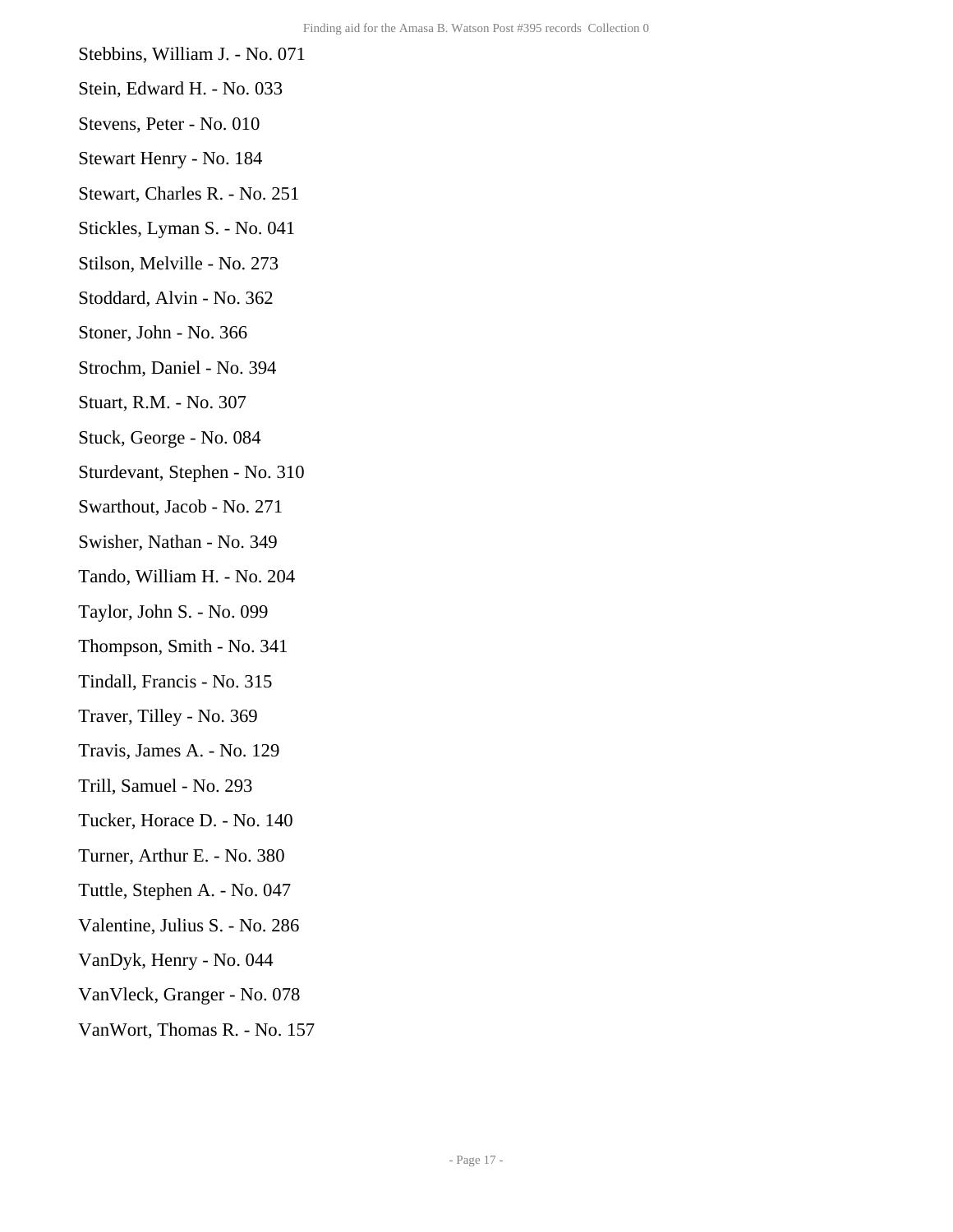Stebbins, William J. - No. 071

Stein, Edward H. - No. 033

Stevens, Peter - No. 010

Stewart Henry - No. 184

Stewart, Charles R. - No. 251

Stickles, Lyman S. - No. 041

Stilson, Melville - No. 273

Stoddard, Alvin - No. 362

Stoner, John - No. 366

Strochm, Daniel - No. 394

Stuart, R.M. - No. 307

Stuck, George - No. 084

Sturdevant, Stephen - No. 310

Swarthout, Jacob - No. 271

Swisher, Nathan - No. 349

Tando, William H. - No. 204

Taylor, John S. - No. 099

Thompson, Smith - No. 341

Tindall, Francis - No. 315

Traver, Tilley - No. 369

Travis, James A. - No. 129

Trill, Samuel - No. 293

Tucker, Horace D. - No. 140

Turner, Arthur E. - No. 380

Tuttle, Stephen A. - No. 047

Valentine, Julius S. - No. 286

VanDyk, Henry - No. 044

VanVleck, Granger - No. 078

VanWort, Thomas R. - No. 157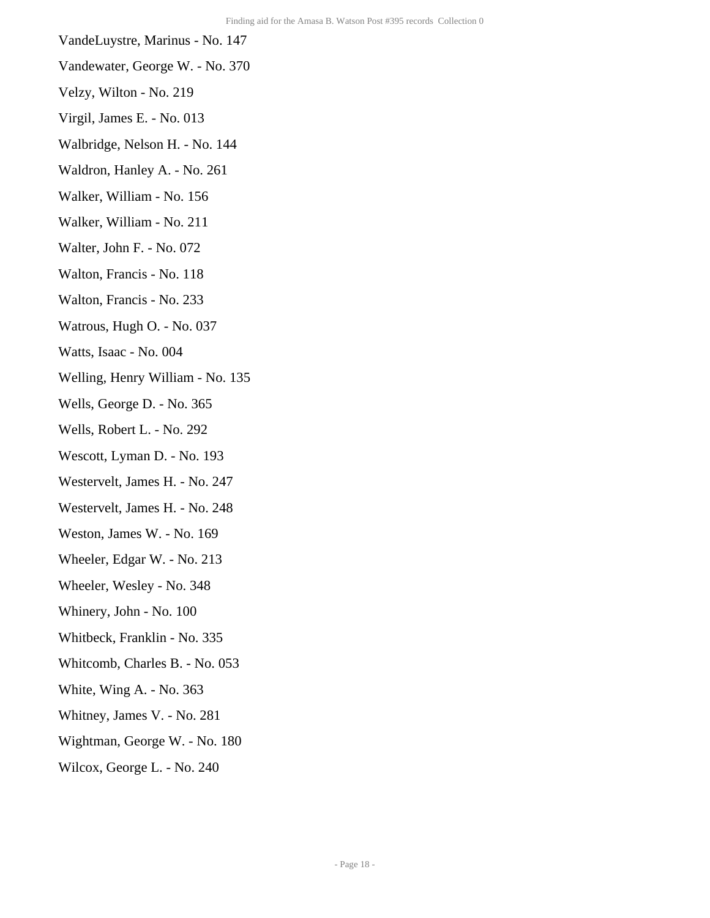VandeLuystre, Marinus - No. 147

Vandewater, George W. - No. 370

Velzy, Wilton - No. 219

Virgil, James E. - No. 013

Walbridge, Nelson H. - No. 144

Waldron, Hanley A. - No. 261

Walker, William - No. 156

Walker, William - No. 211

Walter, John F. - No. 072

Walton, Francis - No. 118

Walton, Francis - No. 233

Watrous, Hugh O. - No. 037

Watts, Isaac - No. 004

Welling, Henry William - No. 135

Wells, George D. - No. 365

Wells, Robert L. - No. 292

Wescott, Lyman D. - No. 193

Westervelt, James H. - No. 247

Westervelt, James H. - No. 248

Weston, James W. - No. 169

Wheeler, Edgar W. - No. 213

Wheeler, Wesley - No. 348

Whinery, John - No. 100

Whitbeck, Franklin - No. 335

Whitcomb, Charles B. - No. 053

White, Wing A. - No. 363

Whitney, James V. - No. 281

Wightman, George W. - No. 180

Wilcox, George L. - No. 240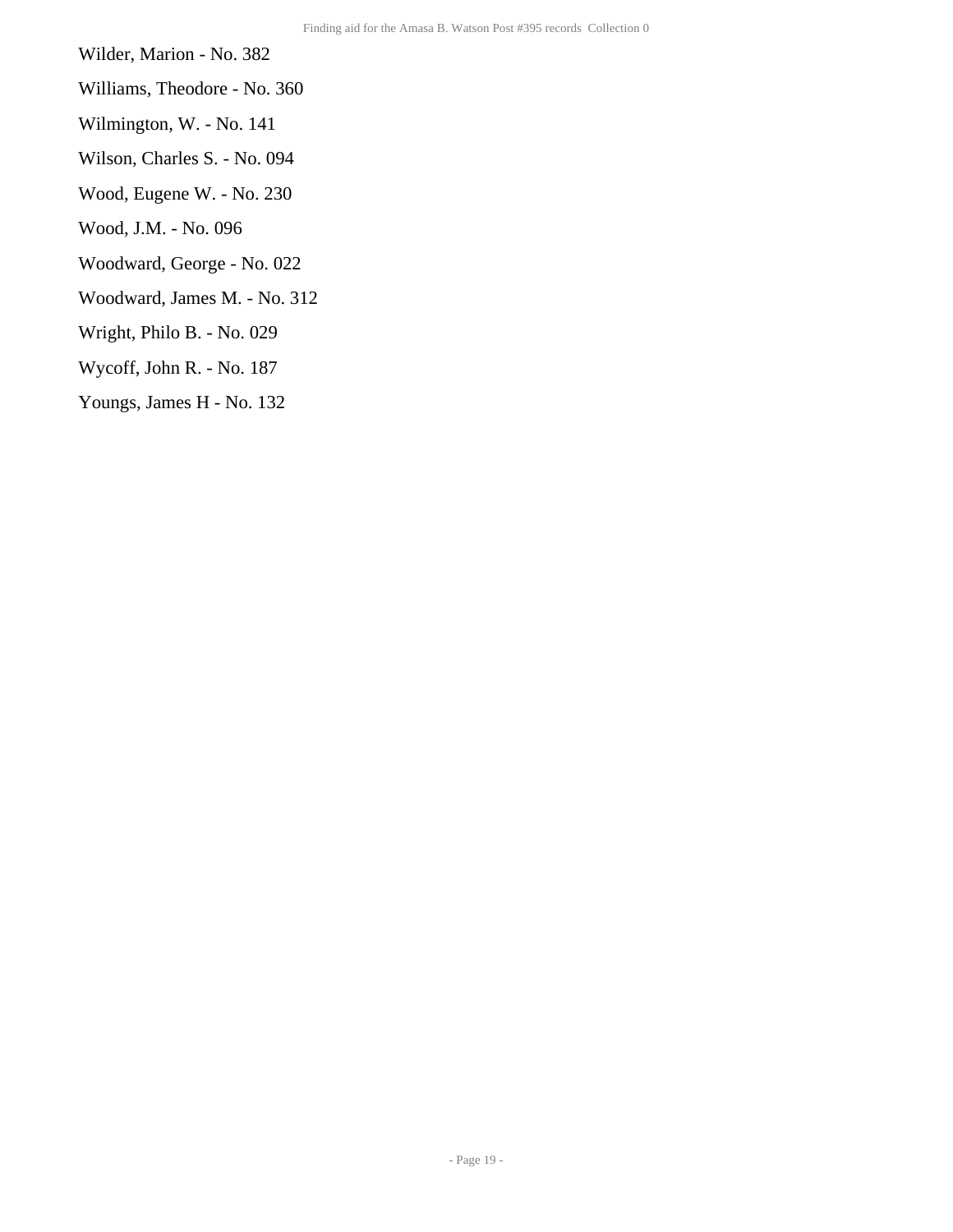Wilder, Marion - No. 382

Williams, Theodore - No. 360

Wilmington, W. - No. 141

Wilson, Charles S. - No. 094

Wood, Eugene W. - No. 230

Wood, J.M. - No. 096

Woodward, George - No. 022

Woodward, James M. - No. 312

Wright, Philo B. - No. 029

Wycoff, John R. - No. 187

Youngs, James H - No. 132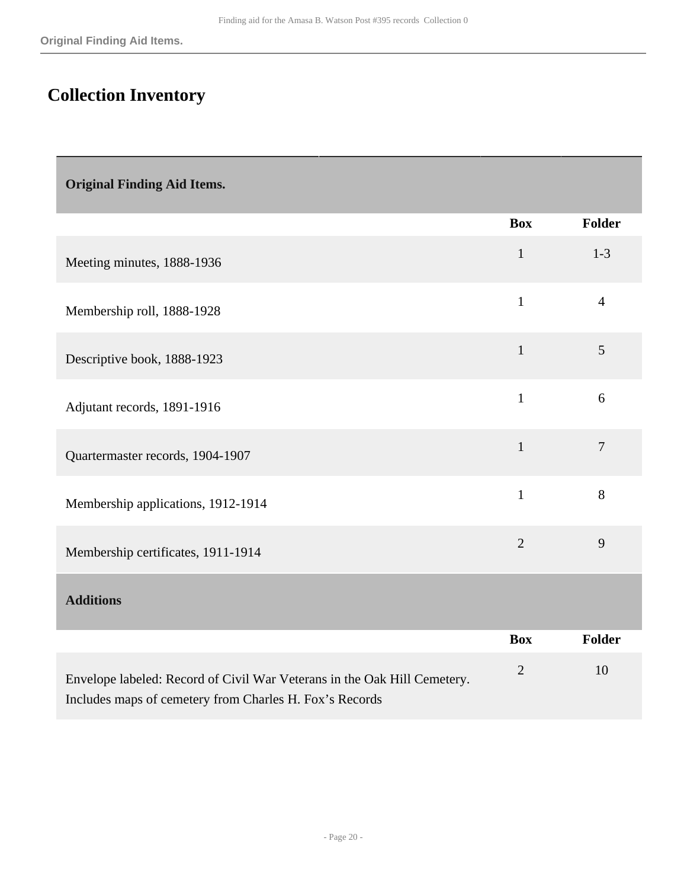## Collection Inventory

| Original Finding Aid Items. | | |
|---|---|---|
| | **Box** | **Folder** |
| Meeting minutes, 1888-1936 | 1 | 1-3 |
| Membership roll, 1888-1928 | 1 | 4 |
| Descriptive book, 1888-1923 | 1 | 5 |
| Adjutant records, 1891-1916 | 1 | 6 |
| Quartermaster records, 1904-1907 | 1 | 7 |
| Membership applications, 1912-1914 | 1 | 8 |
| Membership certificates, 1911-1914 | 2 | 9 |

| Additions | | |
|---|---|---|
| | **Box** | **Folder** |
| Envelope labeled: Record of Civil War Veterans in the Oak Hill Cemetery. Includes maps of cemetery from Charles H. Fox's Records | 2 | 10 |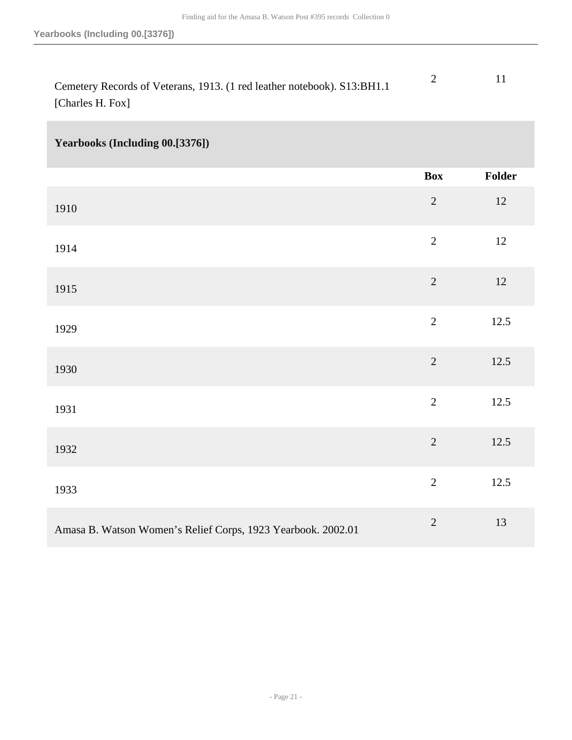| | Box | Folder |
| --- | --- | --- |
| Cemetery Records of Veterans, 1913. (1 red leather notebook). S13:BH1.1 [Charles H. Fox] | 2 | 11 |

## Yearbooks (Including 00.[3376])

| | Box | Folder |
| --- | --- | --- |
| 1910 | 2 | 12 |
| 1914 | 2 | 12 |
| 1915 | 2 | 12 |
| 1929 | 2 | 12.5 |
| 1930 | 2 | 12.5 |
| 1931 | 2 | 12.5 |
| 1932 | 2 | 12.5 |
| 1933 | 2 | 12.5 |
| Amasa B. Watson Women's Relief Corps, 1923 Yearbook. 2002.01 | 2 | 13 |